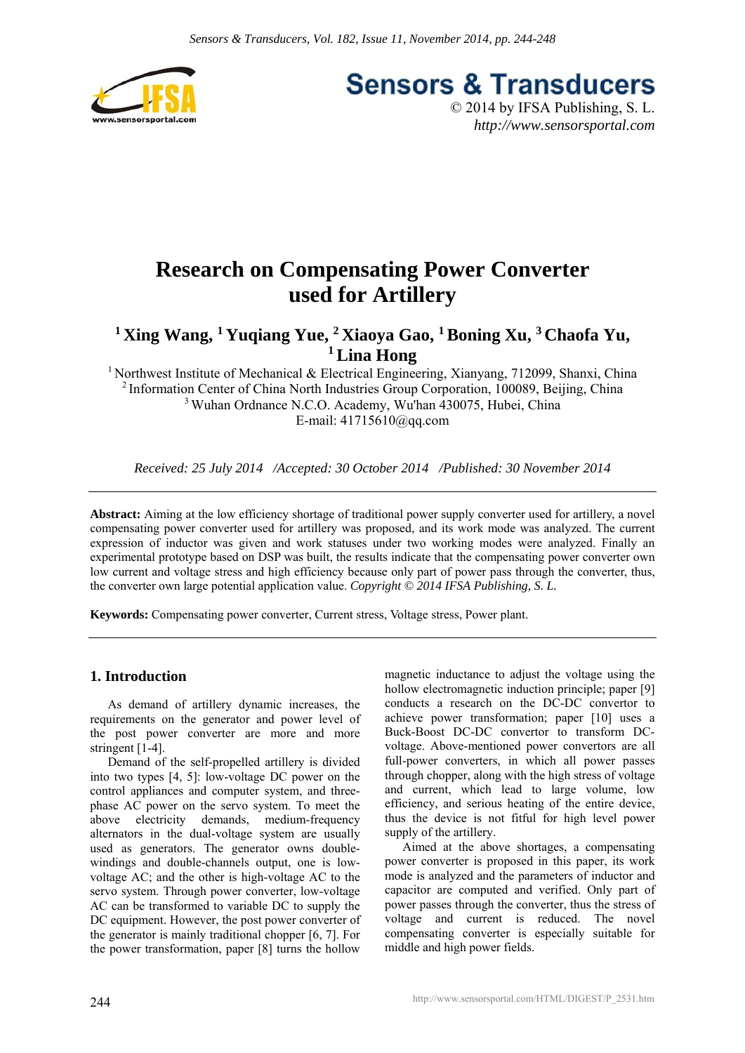# Research on Compensating Power Converter used for Artillery

**[1] Xing Wang, [1] Yuqiang Yue, [2] Xiaoya Gao, [1] Boning Xu, [3] Chaofa Yu, [1] Lina Hong**

[1] Northwest Institute of Mechanical & Electrical Engineering, Xianyang, 712099, Shanxi, China
[2] Information Center of China North Industries Group Corporation, 100089, Beijing, China
[3] Wuhan Ordnance N.C.O. Academy, Wu'han 430075, Hubei, China
E-mail: 41715610@qq.com

*Received: 25 July 2014 /Accepted: 30 October 2014 /Published: 30 November 2014*

---

**Abstract:** Aiming at the low efficiency shortage of traditional power supply converter used for artillery, a novel compensating power converter used for artillery was proposed, and its work mode was analyzed. The current expression of inductor was given and work statuses under two working modes were analyzed. Finally an experimental prototype based on DSP was built, the results indicate that the compensating power converter own low current and voltage stress and high efficiency because only part of power pass through the converter, thus, the converter own large potential application value. *Copyright © 2014 IFSA Publishing, S. L.*

**Keywords:** Compensating power converter, Current stress, Voltage stress, Power plant.

---

## 1. Introduction

As demand of artillery dynamic increases, the requirements on the generator and power level of the post power converter are more and more stringent [1-4].

Demand of the self-propelled artillery is divided into two types [4, 5]: low-voltage DC power on the control appliances and computer system, and three-phase AC power on the servo system. To meet the above electricity demands, medium-frequency alternators in the dual-voltage system are usually used as generators. The generator owns double-windings and double-channels output, one is low-voltage AC; and the other is high-voltage AC to the servo system. Through power converter, low-voltage AC can be transformed to variable DC to supply the DC equipment. However, the post power converter of the generator is mainly traditional chopper [6, 7]. For the power transformation, paper [8] turns the hollow magnetic inductance to adjust the voltage using the hollow electromagnetic induction principle; paper [9] conducts a research on the DC-DC convertor to achieve power transformation; paper [10] uses a Buck-Boost DC-DC convertor to transform DC-voltage. Above-mentioned power convertors are all full-power converters, in which all power passes through chopper, along with the high stress of voltage and current, which lead to large volume, low efficiency, and serious heating of the entire device, thus the device is not fitful for high level power supply of the artillery.

Aimed at the above shortages, a compensating power converter is proposed in this paper, its work mode is analyzed and the parameters of inductor and capacitor are computed and verified. Only part of power passes through the converter, thus the stress of voltage and current is reduced. The novel compensating converter is especially suitable for middle and high power fields.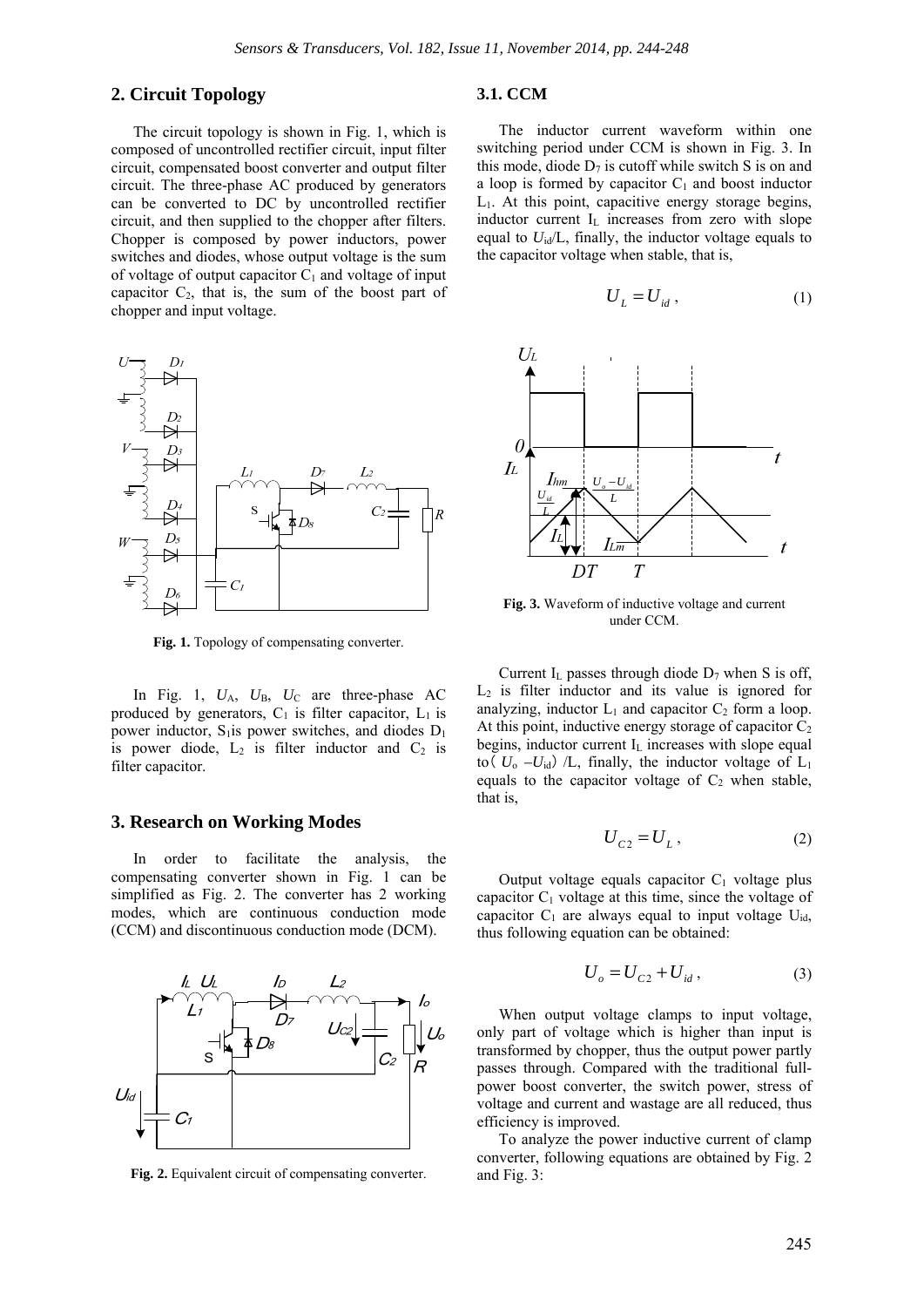## 2. Circuit Topology

The circuit topology is shown in Fig. 1, which is composed of uncontrolled rectifier circuit, input filter circuit, compensated boost converter and output filter circuit. The three-phase AC produced by generators can be converted to DC by uncontrolled rectifier circuit, and then supplied to the chopper after filters. Chopper is composed by power inductors, power switches and diodes, whose output voltage is the sum of voltage of output capacitor $C_1$ and voltage of input capacitor $C_2$, that is, the sum of the boost part of chopper and input voltage.

**Fig. 1.** Topology of compensating converter.

In Fig. 1, $U_A$, $U_B$, $U_C$ are three-phase AC produced by generators, $C_1$ is filter capacitor, $L_1$ is power inductor, $S_1$is power switches, and diodes $D_1$ is power diode, $L_2$ is filter inductor and $C_2$ is filter capacitor.

## 3. Research on Working Modes

In order to facilitate the analysis, the compensating converter shown in Fig. 1 can be simplified as Fig. 2. The converter has 2 working modes, which are continuous conduction mode (CCM) and discontinuous conduction mode (DCM).

**Fig. 2.** Equivalent circuit of compensating converter.

### 3.1. CCM

The inductor current waveform within one switching period under CCM is shown in Fig. 3. In this mode, diode $D_7$ is cutoff while switch S is on and a loop is formed by capacitor $C_1$ and boost inductor $L_1$. At this point, capacitive energy storage begins, inductor current $I_L$ increases from zero with slope equal to $U_{id}/L$, finally, the inductor voltage equals to the capacitor voltage when stable, that is,

$$U_L = U_{id}\,, \tag{1}$$

**Fig. 3.** Waveform of inductive voltage and current under CCM.

Current $I_L$ passes through diode $D_7$ when S is off, $L_2$ is filter inductor and its value is ignored for analyzing, inductor $L_1$ and capacitor $C_2$ form a loop. At this point, inductive energy storage of capacitor $C_2$ begins, inductor current $I_L$ increases with slope equal to（$U_o$ –$U_{id}$）/L, finally, the inductor voltage of $L_1$ equals to the capacitor voltage of $C_2$ when stable, that is,

$$U_{C2} = U_L\,, \tag{2}$$

Output voltage equals capacitor $C_1$ voltage plus capacitor $C_1$ voltage at this time, since the voltage of capacitor $C_1$ are always equal to input voltage $U_{id}$, thus following equation can be obtained:

$$U_o = U_{C2} + U_{id}\,, \tag{3}$$

When output voltage clamps to input voltage, only part of voltage which is higher than input is transformed by chopper, thus the output power partly passes through. Compared with the traditional full-power boost converter, the switch power, stress of voltage and current and wastage are all reduced, thus efficiency is improved.

To analyze the power inductive current of clamp converter, following equations are obtained by Fig. 2 and Fig. 3: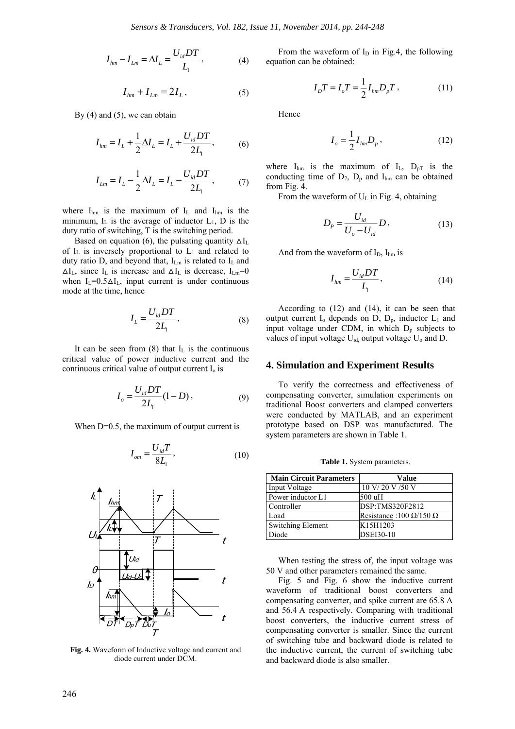$$I_{hm} - I_{Lm} = \Delta I_L = \frac{U_{id}DT}{L_1}, \tag{4}$$

$$I_{hm} + I_{Lm} = 2I_L, \tag{5}$$

By (4) and (5), we can obtain

$$I_{hm} = I_L + \frac{1}{2}\Delta I_L = I_L + \frac{U_{id}DT}{2L_1}, \tag{6}$$

$$I_{Lm} = I_L - \frac{1}{2}\Delta I_L = I_L - \frac{U_{id}DT}{2L_1}, \tag{7}$$

where $I_{hm}$ is the maximum of $I_L$ and $I_{hm}$ is the minimum, $I_L$ is the average of inductor $L_1$, D is the duty ratio of switching, T is the switching period.

Based on equation (6), the pulsating quantity $\Delta I_L$ of $I_L$ is inversely proportional to $L_1$ and related to duty ratio D, and beyond that, $I_{Lm}$ is related to $I_L$ and $\Delta I_L$, since $I_L$ is increase and $\Delta I_L$ is decrease, $I_{Lm}=0$ when $I_L=0.5\Delta I_L$, input current is under continuous mode at the time, hence

$$I_L = \frac{U_{id}DT}{2L_1}, \tag{8}$$

It can be seen from (8) that $I_L$ is the continuous critical value of power inductive current and the continuous critical value of output current $I_o$ is

$$I_o = \frac{U_{id}DT}{2L_1}(1-D), \tag{9}$$

When D=0.5, the maximum of output current is

$$I_{om} = \frac{U_{id}T}{8L_1}, \tag{10}$$

**Fig. 4.** Waveform of Inductive voltage and current and diode current under DCM.

From the waveform of $I_D$ in Fig.4, the following equation can be obtained:

$$I_D T = I_o T = \frac{1}{2} I_{hm} D_p T, \tag{11}$$

Hence

$$I_o = \frac{1}{2} I_{hm} D_p, \tag{12}$$

where $I_{hm}$ is the maximum of $I_L$, $D_pT$ is the conducting time of $D_7$, $D_p$ and $I_{hm}$ can be obtained from Fig. 4.

From the waveform of $U_L$ in Fig. 4, obtaining

$$D_P = \frac{U_{id}}{U_o - U_{id}} D, \tag{13}$$

And from the waveform of $I_D$, $I_{hm}$ is

$$I_{hm} = \frac{U_{id}DT}{L_1}, \tag{14}$$

According to (12) and (14), it can be seen that output current $I_o$ depends on D, $D_p$, inductor $L_1$ and input voltage under CDM, in which $D_p$ subjects to values of input voltage $U_{id}$, output voltage $U_o$ and D.

## 4. Simulation and Experiment Results

To verify the correctness and effectiveness of compensating converter, simulation experiments on traditional Boost converters and clamped converters were conducted by MATLAB, and an experiment prototype based on DSP was manufactured. The system parameters are shown in Table 1.

**Table 1.** System parameters.

| Main Circuit Parameters | Value |
| --- | --- |
| Input Voltage | 10 V/ 20 V /50 V |
| Power inductor L1 | 500 uH |
| Controller | DSP:TMS320F2812 |
| Load | Resistance :100 Ω/150 Ω |
| Switching Element | K15H1203 |
| Diode | DSEI30-10 |

When testing the stress of, the input voltage was 50 V and other parameters remained the same.

Fig. 5 and Fig. 6 show the inductive current waveform of traditional boost converters and compensating converter, and spike current are 65.8 A and 56.4 A respectively. Comparing with traditional boost converters, the inductive current stress of compensating converter is smaller. Since the current of switching tube and backward diode is related to the inductive current, the current of switching tube and backward diode is also smaller.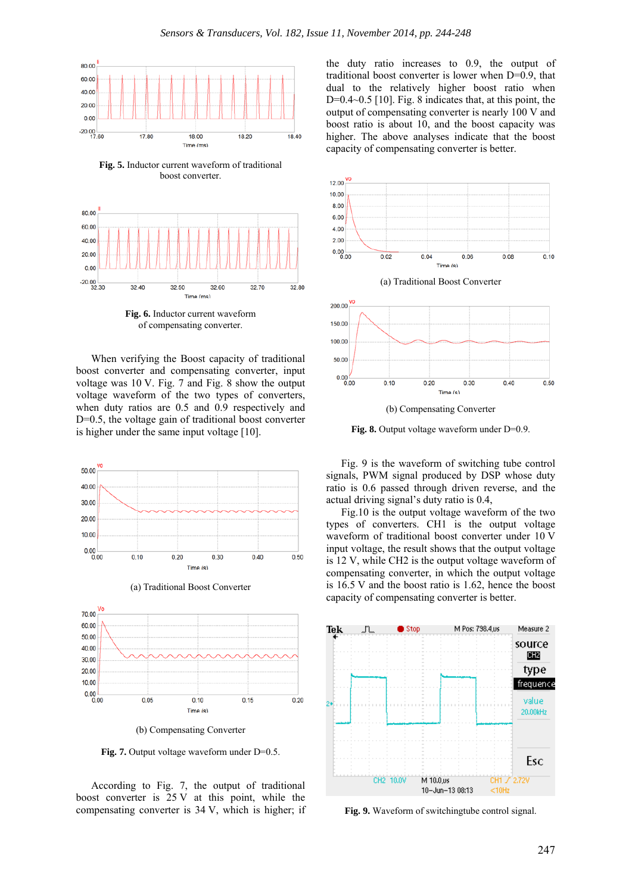Fig. 5. Inductor current waveform of traditional boost converter.

Fig. 6. Inductor current waveform of compensating converter.

When verifying the Boost capacity of traditional boost converter and compensating converter, input voltage was 10 V. Fig. 7 and Fig. 8 show the output voltage waveform of the two types of converters, when duty ratios are 0.5 and 0.9 respectively and D=0.5, the voltage gain of traditional boost converter is higher under the same input voltage [10].

(a) Traditional Boost Converter

(b) Compensating Converter

Fig. 7. Output voltage waveform under D=0.5.

According to Fig. 7, the output of traditional boost converter is 25 V at this point, while the compensating converter is 34 V, which is higher; if the duty ratio increases to 0.9, the output of traditional boost converter is lower when D=0.9, that dual to the relatively higher boost ratio when D=0.4~0.5 [10]. Fig. 8 indicates that, at this point, the output of compensating converter is nearly 100 V and boost ratio is about 10, and the boost capacity was higher. The above analyses indicate that the boost capacity of compensating converter is better.

(a) Traditional Boost Converter

(b) Compensating Converter

Fig. 8. Output voltage waveform under D=0.9.

Fig. 9 is the waveform of switching tube control signals, PWM signal produced by DSP whose duty ratio is 0.6 passed through driven reverse, and the actual driving signal's duty ratio is 0.4,

Fig.10 is the output voltage waveform of the two types of converters. CH1 is the output voltage waveform of traditional boost converter under 10 V input voltage, the result shows that the output voltage is 12 V, while CH2 is the output voltage waveform of compensating converter, in which the output voltage is 16.5 V and the boost ratio is 1.62, hence the boost capacity of compensating converter is better.

Fig. 9. Waveform of switchingtube control signal.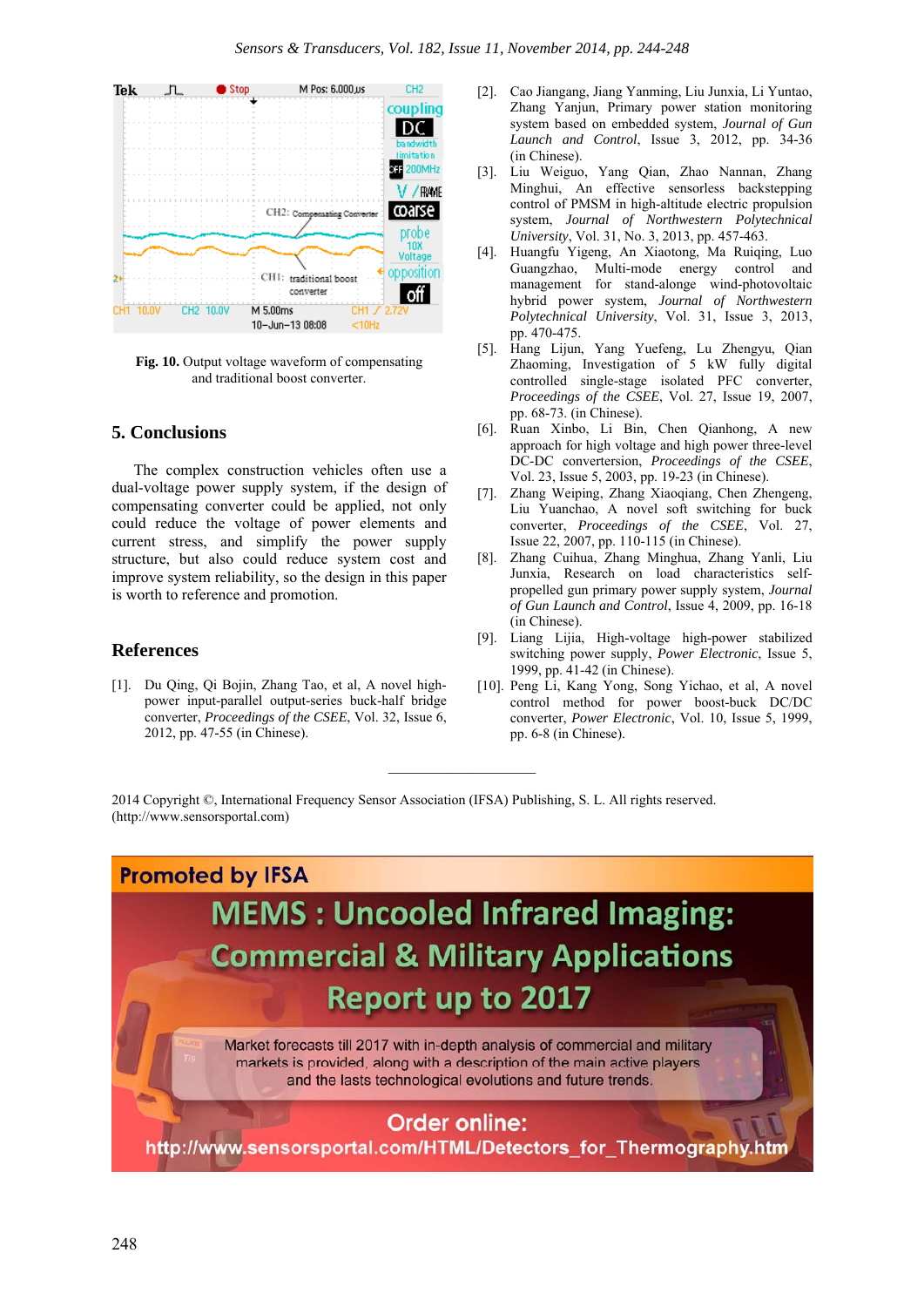Tek Stop M Pos: 6.000μs CH2

coupling DC bandwidth limitation OFF 200MHz V / FRAME coarse probe 10X Voltage opposition off

CH2: Compensating Converter

CH1: traditional boost converter

CH1 10.0V CH2 10.0V M 5.00ms CH1 ∕ 2.72V

10–Jun–13 08:08 <10Hz

**Fig. 10.** Output voltage waveform of compensating and traditional boost converter.

## 5. Conclusions

The complex construction vehicles often use a dual-voltage power supply system, if the design of compensating converter could be applied, not only could reduce the voltage of power elements and current stress, and simplify the power supply structure, but also could reduce system cost and improve system reliability, so the design in this paper is worth to reference and promotion.

## References

[1]. Du Qing, Qi Bojin, Zhang Tao, et al, A novel high-power input-parallel output-series buck-half bridge converter, *Proceedings of the CSEE*, Vol. 32, Issue 6, 2012, pp. 47-55 (in Chinese).

[2]. Cao Jiangang, Jiang Yanming, Liu Junxia, Li Yuntao, Zhang Yanjun, Primary power station monitoring system based on embedded system, *Journal of Gun Launch and Control*, Issue 3, 2012, pp. 34-36 (in Chinese).

[3]. Liu Weiguo, Yang Qian, Zhao Nannan, Zhang Minghui, An effective sensorless backstepping control of PMSM in high-altitude electric propulsion system, *Journal of Northwestern Polytechnical University*, Vol. 31, No. 3, 2013, pp. 457-463.

[4]. Huangfu Yigeng, An Xiaotong, Ma Ruiqing, Luo Guangzhao, Multi-mode energy control and management for stand-along wind-photovoltaic hybrid power system, *Journal of Northwestern Polytechnical University*, Vol. 31, Issue 3, 2013, pp. 470-475.

[5]. Hang Lijun, Yang Yuefeng, Lu Zhengyu, Qian Zhaoming, Investigation of 5 kW fully digital controlled single-stage isolated PFC converter, *Proceedings of the CSEE*, Vol. 27, Issue 19, 2007, pp. 68-73. (in Chinese).

[6]. Ruan Xinbo, Li Bin, Chen Qianhong, A new approach for high voltage and high power three-level DC-DC convertersion, *Proceedings of the CSEE*, Vol. 23, Issue 5, 2003, pp. 19-23 (in Chinese).

[7]. Zhang Weiping, Zhang Xiaoqiang, Chen Zhengeng, Liu Yuanchao, A novel soft switching for buck converter, *Proceedings of the CSEE*, Vol. 27, Issue 22, 2007, pp. 110-115 (in Chinese).

[8]. Zhang Cuihua, Zhang Minghua, Zhang Yanli, Liu Junxia, Research on load characteristics self-propelled gun primary power supply system, *Journal of Gun Launch and Control*, Issue 4, 2009, pp. 16-18 (in Chinese).

[9]. Liang Lijia, High-voltage high-power stabilized switching power supply, *Power Electronic*, Issue 5, 1999, pp. 41-42 (in Chinese).

[10]. Peng Li, Kang Yong, Song Yichao, et al, A novel control method for power boost-buck DC/DC converter, *Power Electronic*, Vol. 10, Issue 5, 1999, pp. 6-8 (in Chinese).

---

2014 Copyright ©, International Frequency Sensor Association (IFSA) Publishing, S. L. All rights reserved. (http://www.sensorsportal.com)

**Promoted by IFSA**

**MEMS : Uncooled Infrared Imaging: Commercial & Military Applications Report up to 2017**

Market forecasts till 2017 with in-depth analysis of commercial and military markets is provided, along with a description of the main active players and the lasts technological evolutions and future trends.

**Order online:**
**http://www.sensorsportal.com/HTML/Detectors_for_Thermography.htm**